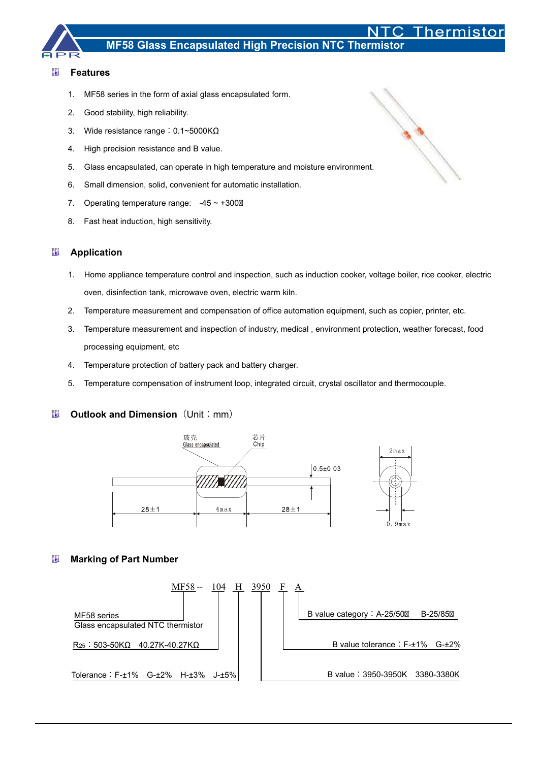# NTC Thermistor

## MF58 Glass Encapsulated High Precision NTC Thermistor

### Features

1. MF58 series in the form of axial glass encapsulated form.
2. Good stability, high reliability.
3. Wide resistance range：0.1~5000KΩ
4. High precision resistance and B value.
5. Glass encapsulated, can operate in high temperature and moisture environment.
6. Small dimension, solid, convenient for automatic installation.
7. Operating temperature range: -45 ~ +300℃
8. Fast heat induction, high sensitivity.

### Application

1. Home appliance temperature control and inspection, such as induction cooker, voltage boiler, rice cooker, electric oven, disinfection tank, microwave oven, electric warm kiln.
2. Temperature measurement and compensation of office automation equipment, such as copier, printer, etc.
3. Temperature measurement and inspection of industry, medical , environment protection, weather forecast, food processing equipment, etc
4. Temperature protection of battery pack and battery charger.
5. Temperature compensation of instrument loop, integrated circuit, crystal oscillator and thermocouple.

### Outlook and Dimension（Unit：mm）

玻壳 Glass encapsulated

芯片 Chip

0.5±0.03

28±1 4max 28±1

2max

0.9max

### Marking of Part Number

MF58 -- 104 H 3950 F A

- MF58 series Glass encapsulated NTC thermistor
- $R_{25}$：503-50KΩ 40.27K-40.27KΩ
- Tolerance：F-±1% G-±2% H-±3% J-±5%
- B value：3950-3950K 3380-3380K
- B value tolerance：F-±1% G-±2%
- B value category：A-25/50℃ B-25/85℃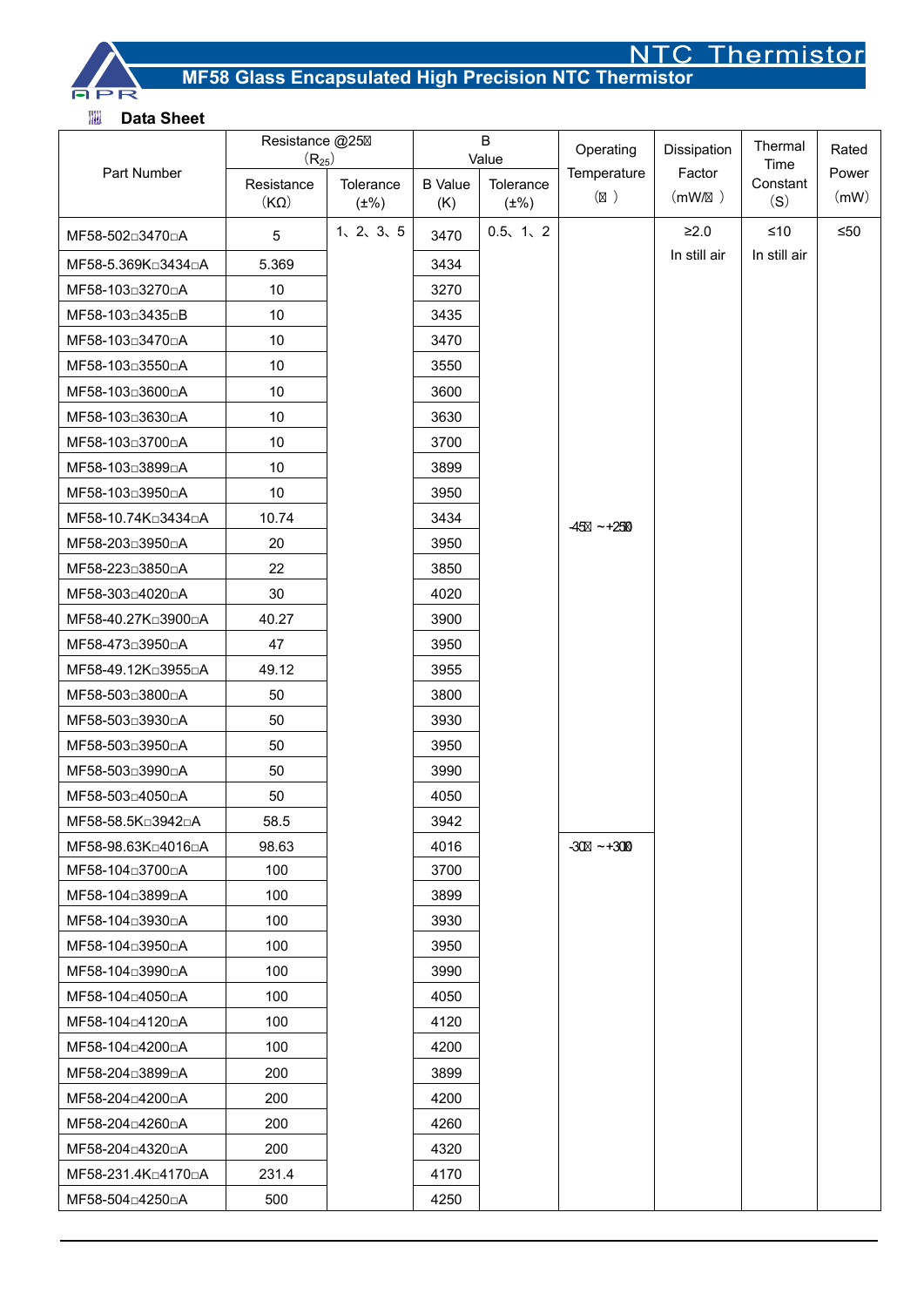# MF58 Glass Encapsulated High Precision NTC Thermistor

## Data Sheet

| Part Number | Resistance @25℃ ($R_{25}$) | | B Value | | Operating Temperature (℃) | Dissipation Factor (mW/℃) | Thermal Time Constant (S) | Rated Power (mW) |
|---|---|---|---|---|---|---|---|---|
| | Resistance (KΩ) | Tolerance (±%) | B Value (K) | Tolerance (±%) | | | | |
| MF58-502□3470□A | 5 | 1、2、3、5 | 3470 | 0.5、1、2 | -45℃~+250℃ | ≥2.0 In still air | ≤10 In still air | ≤50 |
| MF58-5.369K□3434□A | 5.369 | | 3434 | | | | | |
| MF58-103□3270□A | 10 | | 3270 | | | | | |
| MF58-103□3435□B | 10 | | 3435 | | | | | |
| MF58-103□3470□A | 10 | | 3470 | | | | | |
| MF58-103□3550□A | 10 | | 3550 | | | | | |
| MF58-103□3600□A | 10 | | 3600 | | | | | |
| MF58-103□3630□A | 10 | | 3630 | | | | | |
| MF58-103□3700□A | 10 | | 3700 | | | | | |
| MF58-103□3899□A | 10 | | 3899 | | | | | |
| MF58-103□3950□A | 10 | | 3950 | | | | | |
| MF58-10.74K□3434□A | 10.74 | | 3434 | | | | | |
| MF58-203□3950□A | 20 | | 3950 | | | | | |
| MF58-223□3850□A | 22 | | 3850 | | | | | |
| MF58-303□4020□A | 30 | | 4020 | | | | | |
| MF58-40.27K□3900□A | 40.27 | | 3900 | | | | | |
| MF58-473□3950□A | 47 | | 3950 | | | | | |
| MF58-49.12K□3955□A | 49.12 | | 3955 | | | | | |
| MF58-503□3800□A | 50 | | 3800 | | | | | |
| MF58-503□3930□A | 50 | | 3930 | | | | | |
| MF58-503□3950□A | 50 | | 3950 | | | | | |
| MF58-503□3990□A | 50 | | 3990 | | | | | |
| MF58-503□4050□A | 50 | | 4050 | | | | | |
| MF58-58.5K□3942□A | 58.5 | | 3942 | | | | | |
| MF58-98.63K□4016□A | 98.63 | | 4016 | | -30℃~+300℃ | | | |
| MF58-104□3700□A | 100 | | 3700 | | | | | |
| MF58-104□3899□A | 100 | | 3899 | | | | | |
| MF58-104□3930□A | 100 | | 3930 | | | | | |
| MF58-104□3950□A | 100 | | 3950 | | | | | |
| MF58-104□3990□A | 100 | | 3990 | | | | | |
| MF58-104□4050□A | 100 | | 4050 | | | | | |
| MF58-104□4120□A | 100 | | 4120 | | | | | |
| MF58-104□4200□A | 100 | | 4200 | | | | | |
| MF58-204□3899□A | 200 | | 3899 | | | | | |
| MF58-204□4200□A | 200 | | 4200 | | | | | |
| MF58-204□4260□A | 200 | | 4260 | | | | | |
| MF58-204□4320□A | 200 | | 4320 | | | | | |
| MF58-231.4K□4170□A | 231.4 | | 4170 | | | | | |
| MF58-504□4250□A | 500 | | 4250 | | | | | |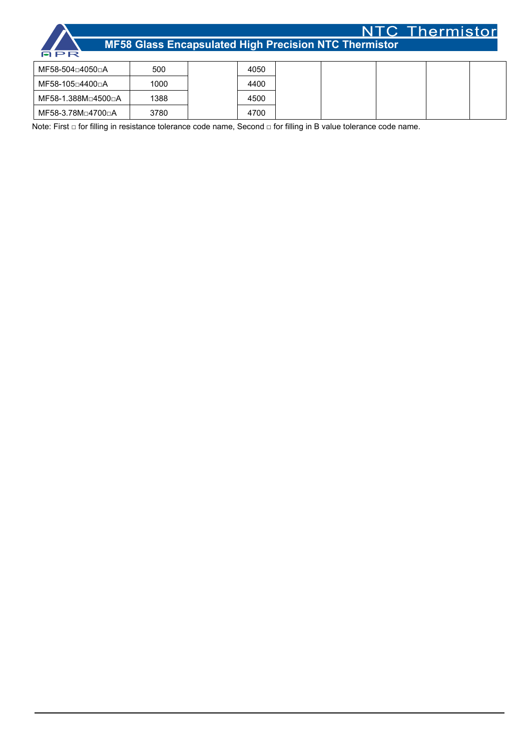| | | | | | | | | |
|---|---|---|---|---|---|---|---|---|
| MF58-504□4050□A | 500 | | 4050 | | | | | |
| MF58-105□4400□A | 1000 | | 4400 | | | | | |
| MF58-1.388M□4500□A | 1388 | | 4500 | | | | | |
| MF58-3.78M□4700□A | 3780 | | 4700 | | | | | |

Note: First □ for filling in resistance tolerance code name, Second □ for filling in B value tolerance code name.